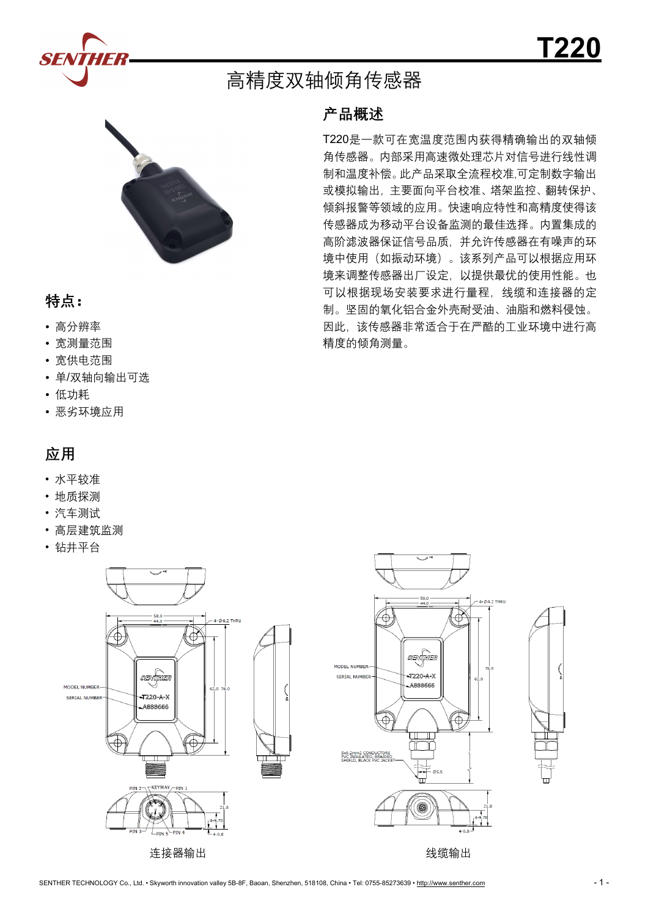# T220

## 高精度双轴倾角传感器

## 产品概述

T220是一款可在宽温度范围内获得精确输出的双轴倾角传感器。内部采用高速微处理芯片对信号进行线性调制和温度补偿。此产品采取全流程校准,可定制数字输出或模拟输出，主要面向平台校准、塔架监控、翻转保护、倾斜报警等领域的应用。快速响应特性和高精度使得该传感器成为移动平台设备监测的最佳选择。内置集成的高阶滤波器保证信号品质，并允许传感器在有噪声的环境中使用（如振动环境）。该系列产品可以根据应用环境来调整传感器出厂设定，以提供最优的使用性能。也可以根据现场安装要求进行量程，线缆和连接器的定制。坚固的氧化铝合金外壳耐受油、油脂和燃料侵蚀。因此，该传感器非常适合于在严酷的工业环境中进行高精度的倾角测量。

## 特点：

- 高分辨率
- 宽测量范围
- 宽供电范围
- 单/双轴向输出可选
- 低功耗
- 恶劣环境应用

## 应用

- 水平较准
- 地质探测
- 汽车测试
- 高层建筑监测
- 钻井平台

连接器输出

线缆输出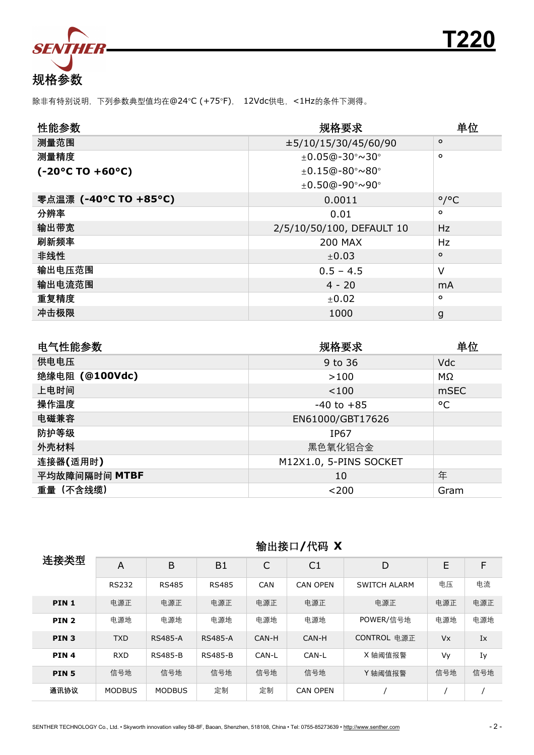## 规格参数

除非有特别说明，下列参数典型值均在@24°C (+75°F)， 12Vdc供电，<1Hz的条件下测得。

| 性能参数 | 规格要求 | 单位 |
|---|---|---|
| 测量范围 | ±5/10/15/30/45/60/90 | ° |
| 测量精度 (-20°C TO +60°C) | ±0.05@-30°~30°<br>±0.15@-80°~80°<br>±0.50@-90°~90° | ° |
| 零点温漂 (-40°C TO +85°C) | 0.0011 | °/°C |
| 分辨率 | 0.01 | ° |
| 输出带宽 | 2/5/10/50/100, DEFAULT 10 | Hz |
| 刷新频率 | 200 MAX | Hz |
| 非线性 | ±0.03 | ° |
| 输出电压范围 | 0.5 – 4.5 | V |
| 输出电流范围 | 4 - 20 | mA |
| 重复精度 | ±0.02 | ° |
| 冲击极限 | 1000 | g |

| 电气性能参数 | 规格要求 | 单位 |
|---|---|---|
| 供电电压 | 9 to 36 | Vdc |
| 绝缘电阻 (@100Vdc) | >100 | MΩ |
| 上电时间 | <100 | mSEC |
| 操作温度 | -40 to +85 | °C |
| 电磁兼容 | EN61000/GBT17626 | |
| 防护等级 | IP67 | |
| 外壳材料 | 黑色氧化铝合金 | |
| 连接器(适用时) | M12X1.0, 5-PINS SOCKET | |
| 平均故障间隔时间 MTBF | 10 | 年 |
| 重量（不含线缆） | <200 | Gram |

### 输出接口/代码 X

| 连接类型 | A | B | B1 | C | C1 | D | E | F |
|---|---|---|---|---|---|---|---|---|
| | RS232 | RS485 | RS485 | CAN | CAN OPEN | SWITCH ALARM | 电压 | 电流 |
| **PIN 1** | 电源正 | 电源正 | 电源正 | 电源正 | 电源正 | 电源正 | 电源正 | 电源正 |
| **PIN 2** | 电源地 | 电源地 | 电源地 | 电源地 | 电源地 | POWER/信号地 | 电源地 | 电源地 |
| **PIN 3** | TXD | RS485-A | RS485-A | CAN-H | CAN-H | CONTROL 电源正 | Vx | Ix |
| **PIN 4** | RXD | RS485-B | RS485-B | CAN-L | CAN-L | X 轴阈值报警 | Vy | Iy |
| **PIN 5** | 信号地 | 信号地 | 信号地 | 信号地 | 信号地 | Y 轴阈值报警 | 信号地 | 信号地 |
| **通讯协议** | MODBUS | MODBUS | 定制 | 定制 | CAN OPEN | / | / | / |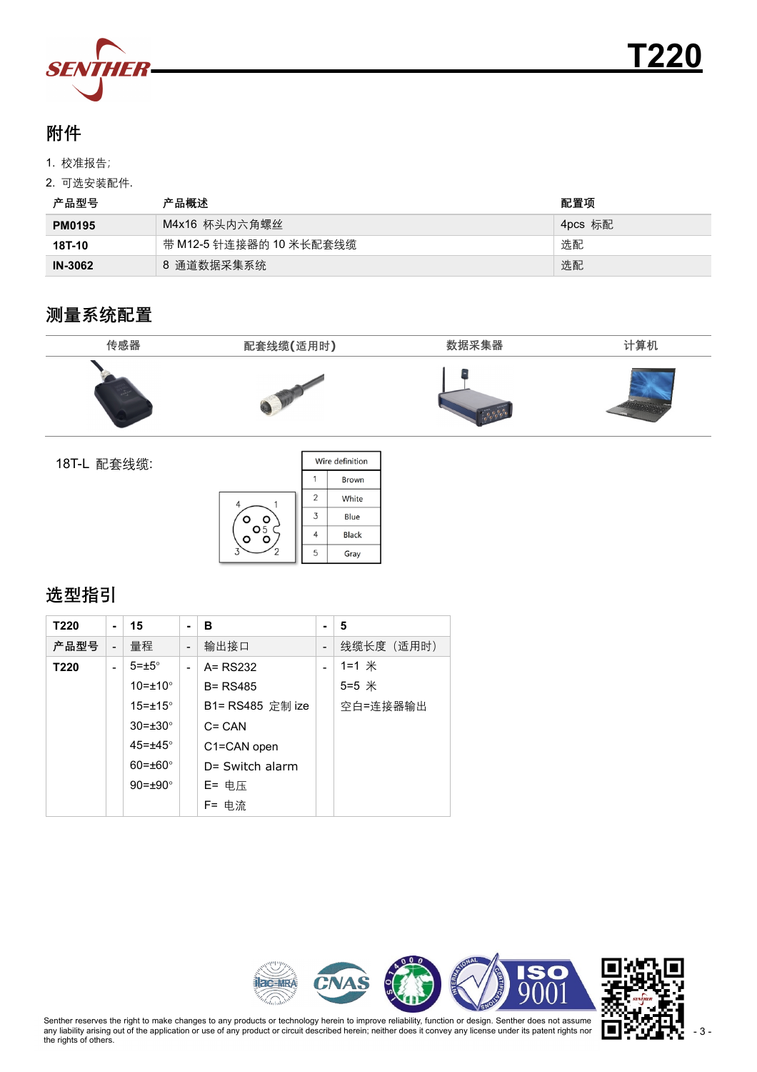## 附件

1. 校准报告;
2. 可选安装配件.

| 产品型号 | 产品概述 | 配置项 |
|---|---|---|
| **PM0195** | M4x16 杯头内六角螺丝 | 4pcs 标配 |
| **18T-10** | 带 M12-5 针连接器的 10 米长配套线缆 | 选配 |
| **IN-3062** | 8 通道数据采集系统 | 选配 |

## 测量系统配置

| 传感器 | 配套线缆(适用时) | 数据采集器 | 计算机 |
|---|---|---|---|

18T-L 配套线缆:

4 1
5
3 2

| Wire definition | |
|---|---|
| 1 | Brown |
| 2 | White |
| 3 | Blue |
| 4 | Black |
| 5 | Gray |

## 选型指引

| T220 | - | 15 | - | B | - | 5 |
|---|---|---|---|---|---|---|
| 产品型号 | - | 量程 | - | 输出接口 | - | 线缆长度（适用时） |
| T220 | - | 5=±5°<br>10=±10°<br>15=±15°<br>30=±30°<br>45=±45°<br>60=±60°<br>90=±90° | - | A= RS232<br>B= RS485<br>B1= RS485 定制 ize<br>C= CAN<br>C1=CAN open<br>D= Switch alarm<br>E= 电压<br>F= 电流 | - | 1=1 米<br>5=5 米<br>空白=连接器输出 |

Senther reserves the right to make changes to any products or technology herein to improve reliability, function or design. Senther does not assume any liability arising out of the application or use of any product or circuit described herein; neither does it convey any license under its patent rights nor the rights of others.